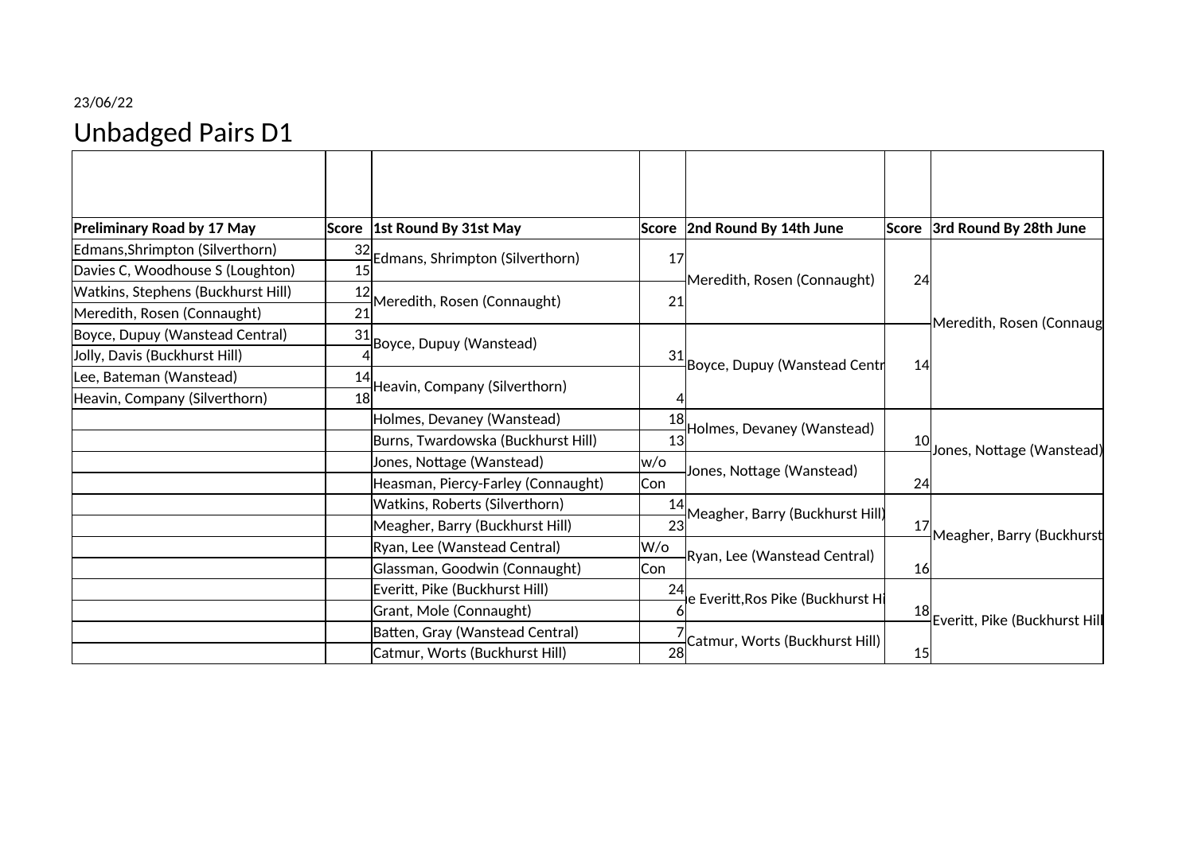23/06/22

# Unbadged Pairs D1

| Preliminary Road by 17 May | Score | 1st Round By 31st May | Score | 2nd Round By 14th June | Score | 3rd Round By 28th June |
|---|---|---|---|---|---|---|
| Edmans,Shrimpton (Silverthorn) | 32 | Edmans, Shrimpton (Silverthorn) | 17 | Meredith, Rosen (Connaught) | 24 | Meredith, Rosen (Connaug |
| Davies C, Woodhouse S (Loughton) | 15 | | | | | |
| Watkins, Stephens (Buckhurst Hill) | 12 | Meredith, Rosen (Connaught) | 21 | | | |
| Meredith, Rosen (Connaught) | 21 | | | | | |
| Boyce, Dupuy (Wanstead Central) | 31 | Boyce, Dupuy (Wanstead) | 31 | Boyce, Dupuy (Wanstead Centr | 14 | |
| Jolly, Davis (Buckhurst Hill) | 4 | | | | | |
| Lee, Bateman (Wanstead) | 14 | Heavin, Company (Silverthorn) | 4 | | | |
| Heavin, Company (Silverthorn) | 18 | | | | | |
| | | Holmes, Devaney (Wanstead) | 18 | Holmes, Devaney (Wanstead) | 10 | Jones, Nottage (Wanstead) |
| | | Burns, Twardowska (Buckhurst Hill) | 13 | | | |
| | | Jones, Nottage (Wanstead) | w/o | Jones, Nottage (Wanstead) | 24 | |
| | | Heasman, Piercy-Farley (Connaught) | Con | | | |
| | | Watkins, Roberts (Silverthorn) | 14 | Meagher, Barry (Buckhurst Hill) | 17 | Meagher, Barry (Buckhurst |
| | | Meagher, Barry (Buckhurst Hill) | 23 | | | |
| | | Ryan, Lee (Wanstead Central) | W/o | Ryan, Lee (Wanstead Central) | 16 | |
| | | Glassman, Goodwin (Connaught) | Con | | | |
| | | Everitt, Pike (Buckhurst Hill) | 24 | e Everitt,Ros Pike (Buckhurst Hi | 18 | Everitt, Pike (Buckhurst Hill |
| | | Grant, Mole (Connaught) | 6 | | | |
| | | Batten, Gray (Wanstead Central) | 7 | Catmur, Worts (Buckhurst Hill) | 15 | |
| | | Catmur, Worts (Buckhurst Hill) | 28 | | | |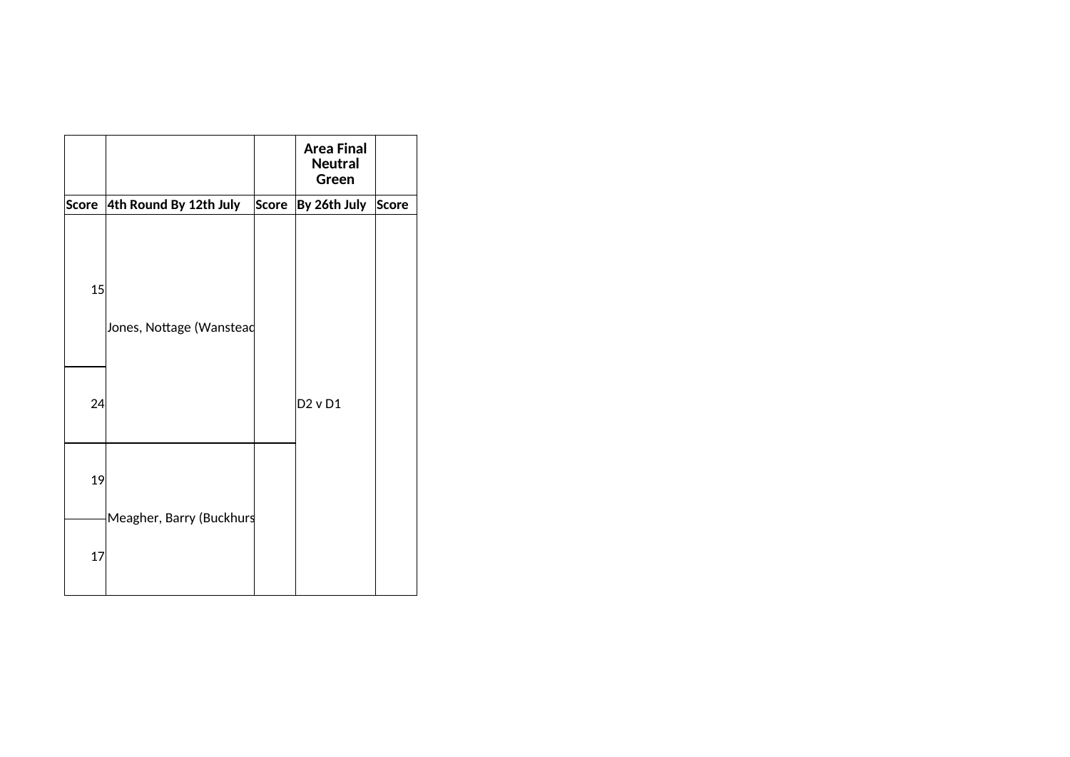| | | | Area Final Neutral Green | |
|---|---|---|---|---|
| Score | 4th Round By 12th July | Score | By 26th July | Score |
| 15 | Jones, Nottage (Wanstead | | D2 v D1 | |
| 24 | | | | |
| 19 | Meagher, Barry (Buckhurs | | | |
| 17 | | | | |